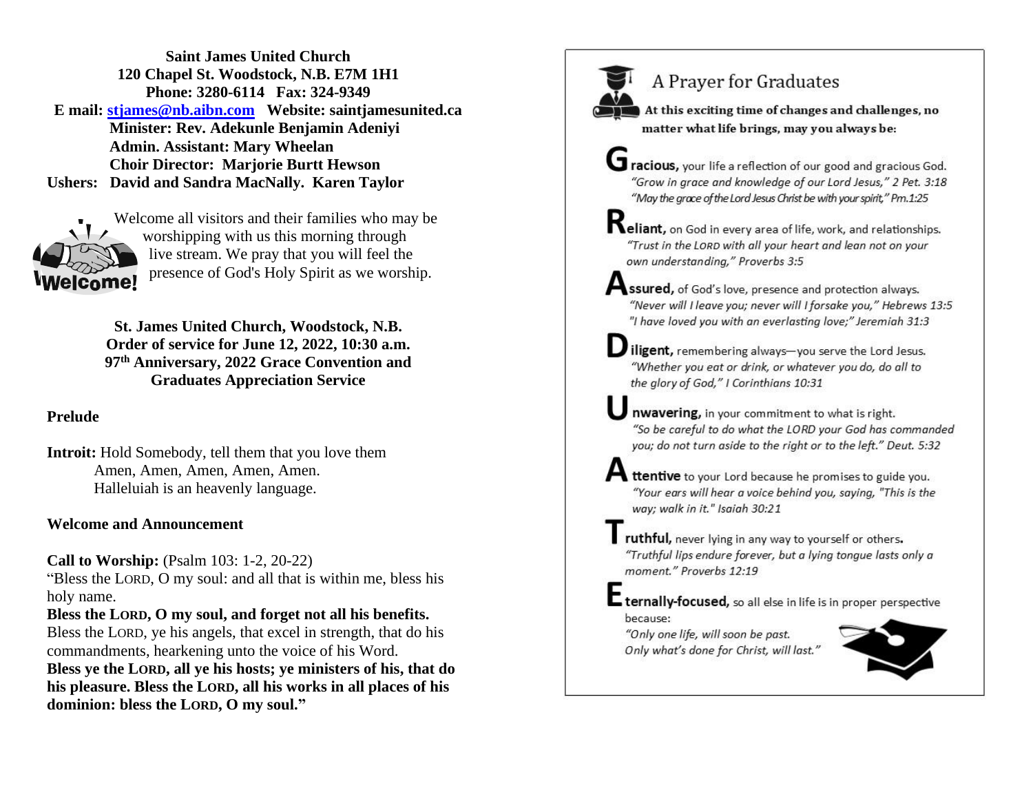**Saint James United Church**
**120 Chapel St. Woodstock, N.B. E7M 1H1**
**Phone: 3280-6114 Fax: 324-9349**
**E mail: stjames@nb.aibn.com Website: saintjamesunited.ca**
**Minister: Rev. Adekunle Benjamin Adeniyi**
**Admin. Assistant: Mary Wheelan**
**Choir Director: Marjorie Burtt Hewson**
**Ushers: David and Sandra MacNally. Karen Taylor**

Welcome all visitors and their families who may be worshipping with us this morning through live stream. We pray that you will feel the presence of God's Holy Spirit as we worship.

**St. James United Church, Woodstock, N.B.**
**Order of service for June 12, 2022, 10:30 a.m.**
**97th Anniversary, 2022 Grace Convention and Graduates Appreciation Service**

**Prelude**

**Introit:** Hold Somebody, tell them that you love them
Amen, Amen, Amen, Amen, Amen.
Halleluiah is an heavenly language.

**Welcome and Announcement**

**Call to Worship:** (Psalm 103: 1-2, 20-22)
"Bless the LORD, O my soul: and all that is within me, bless his holy name.
**Bless the LORD, O my soul, and forget not all his benefits.**
Bless the LORD, ye his angels, that excel in strength, that do his commandments, hearkening unto the voice of his Word.
**Bless ye the LORD, all ye his hosts; ye ministers of his, that do his pleasure. Bless the LORD, all his works in all places of his dominion: bless the LORD, O my soul."**

## A Prayer for Graduates

**At this exciting time of changes and challenges, no matter what life brings, may you always be:**

**Gracious,** your life a reflection of our good and gracious God.
*"Grow in grace and knowledge of our Lord Jesus," 2 Pet. 3:18*
*"May the grace of the Lord Jesus Christ be with your spirit," Pm.1:25*

**Reliant,** on God in every area of life, work, and relationships.
*"Trust in the LORD with all your heart and lean not on your own understanding," Proverbs 3:5*

**Assured,** of God's love, presence and protection always.
*"Never will I leave you; never will I forsake you," Hebrews 13:5*
*"I have loved you with an everlasting love;" Jeremiah 31:3*

**Diligent,** remembering always—you serve the Lord Jesus.
*"Whether you eat or drink, or whatever you do, do all to the glory of God," I Corinthians 10:31*

**Unwavering,** in your commitment to what is right.
*"So be careful to do what the LORD your God has commanded you; do not turn aside to the right or to the left." Deut. 5:32*

**Attentive** to your Lord because he promises to guide you.
*"Your ears will hear a voice behind you, saying, "This is the way; walk in it." Isaiah 30:21*

**Truthful,** never lying in any way to yourself or others.
*"Truthful lips endure forever, but a lying tongue lasts only a moment." Proverbs 12:19*

**Eternally-focused,** so all else in life is in proper perspective because:
*"Only one life, will soon be past.*
*Only what's done for Christ, will last."*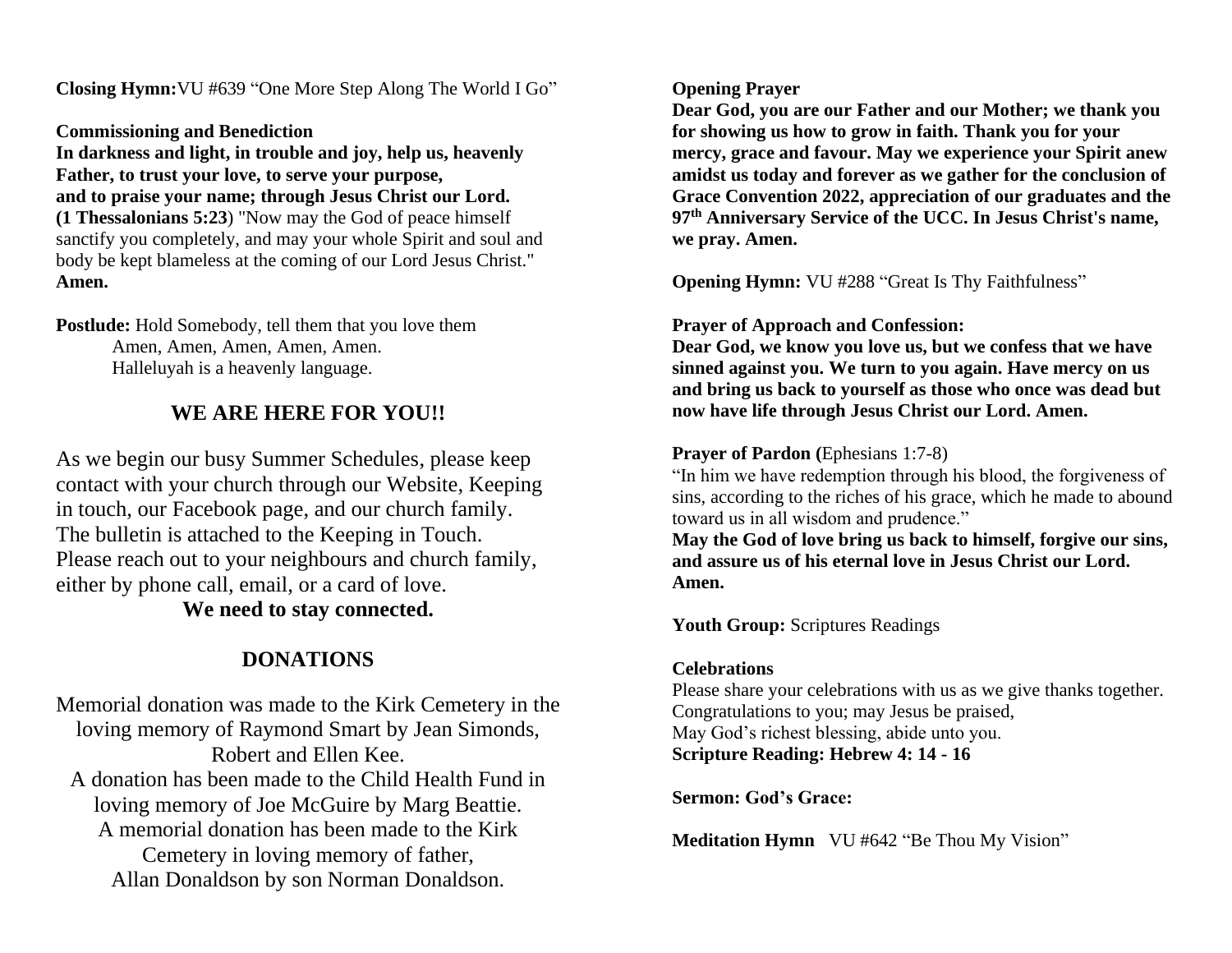**Closing Hymn:** VU #639 "One More Step Along The World I Go"

**Commissioning and Benediction**

**In darkness and light, in trouble and joy, help us, heavenly Father, to trust your love, to serve your purpose, and to praise your name; through Jesus Christ our Lord.**

**(1 Thessalonians 5:23)** "Now may the God of peace himself sanctify you completely, and may your whole Spirit and soul and body be kept blameless at the coming of our Lord Jesus Christ." **Amen.**

**Postlude:** Hold Somebody, tell them that you love them
Amen, Amen, Amen, Amen, Amen.
Halleluyah is a heavenly language.

## WE ARE HERE FOR YOU!!

As we begin our busy Summer Schedules, please keep contact with your church through our Website, Keeping in touch, our Facebook page, and our church family. The bulletin is attached to the Keeping in Touch. Please reach out to your neighbours and church family, either by phone call, email, or a card of love.

**We need to stay connected.**

## DONATIONS

Memorial donation was made to the Kirk Cemetery in the loving memory of Raymond Smart by Jean Simonds, Robert and Ellen Kee.

A donation has been made to the Child Health Fund in loving memory of Joe McGuire by Marg Beattie.

A memorial donation has been made to the Kirk Cemetery in loving memory of father, Allan Donaldson by son Norman Donaldson.

**Opening Prayer**

**Dear God, you are our Father and our Mother; we thank you for showing us how to grow in faith. Thank you for your mercy, grace and favour. May we experience your Spirit anew amidst us today and forever as we gather for the conclusion of Grace Convention 2022, appreciation of our graduates and the 97th Anniversary Service of the UCC. In Jesus Christ's name, we pray. Amen.**

**Opening Hymn:** VU #288 "Great Is Thy Faithfulness"

**Prayer of Approach and Confession:**

**Dear God, we know you love us, but we confess that we have sinned against you. We turn to you again. Have mercy on us and bring us back to yourself as those who once was dead but now have life through Jesus Christ our Lord. Amen.**

**Prayer of Pardon (**Ephesians 1:7-8)

"In him we have redemption through his blood, the forgiveness of sins, according to the riches of his grace, which he made to abound toward us in all wisdom and prudence."

**May the God of love bring us back to himself, forgive our sins, and assure us of his eternal love in Jesus Christ our Lord. Amen.**

**Youth Group:** Scriptures Readings

**Celebrations**

Please share your celebrations with us as we give thanks together.
Congratulations to you; may Jesus be praised,
May God's richest blessing, abide unto you.

**Scripture Reading: Hebrew 4: 14 - 16**

**Sermon: God's Grace:**

**Meditation Hymn** VU #642 "Be Thou My Vision"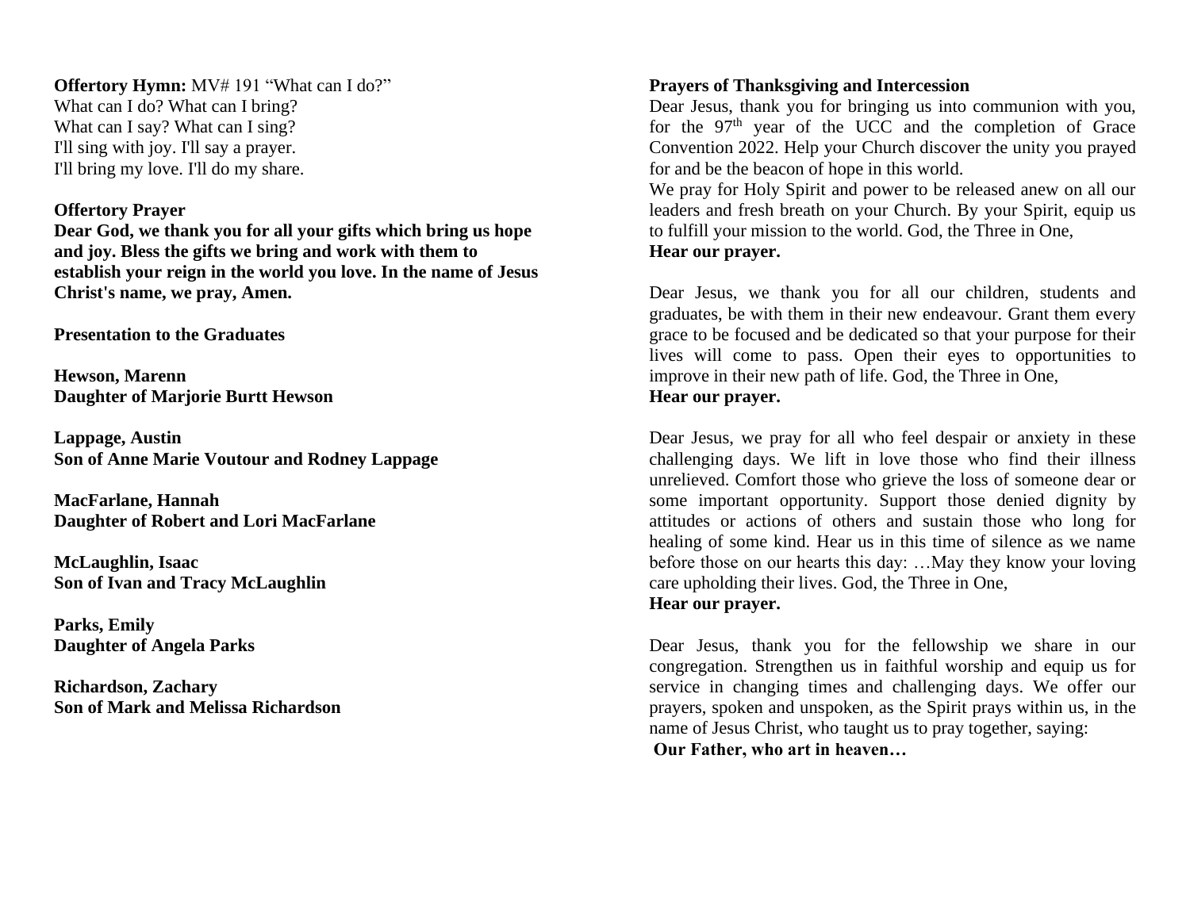**Offertory Hymn:** MV# 191 “What can I do?”
What can I do? What can I bring?
What can I say? What can I sing?
I'll sing with joy. I'll say a prayer.
I'll bring my love. I'll do my share.

**Offertory Prayer**
**Dear God, we thank you for all your gifts which bring us hope and joy. Bless the gifts we bring and work with them to establish your reign in the world you love. In the name of Jesus Christ's name, we pray, Amen.**

**Presentation to the Graduates**

**Hewson, Marenn**
**Daughter of Marjorie Burtt Hewson**

**Lappage, Austin**
**Son of Anne Marie Voutour and Rodney Lappage**

**MacFarlane, Hannah**
**Daughter of Robert and Lori MacFarlane**

**McLaughlin, Isaac**
**Son of Ivan and Tracy McLaughlin**

**Parks, Emily**
**Daughter of Angela Parks**

**Richardson, Zachary**
**Son of Mark and Melissa Richardson**

**Prayers of Thanksgiving and Intercession**
Dear Jesus, thank you for bringing us into communion with you, for the 97th year of the UCC and the completion of Grace Convention 2022. Help your Church discover the unity you prayed for and be the beacon of hope in this world.
We pray for Holy Spirit and power to be released anew on all our leaders and fresh breath on your Church. By your Spirit, equip us to fulfill your mission to the world. God, the Three in One,
**Hear our prayer.**

Dear Jesus, we thank you for all our children, students and graduates, be with them in their new endeavour. Grant them every grace to be focused and be dedicated so that your purpose for their lives will come to pass. Open their eyes to opportunities to improve in their new path of life. God, the Three in One,
**Hear our prayer.**

Dear Jesus, we pray for all who feel despair or anxiety in these challenging days. We lift in love those who find their illness unrelieved. Comfort those who grieve the loss of someone dear or some important opportunity. Support those denied dignity by attitudes or actions of others and sustain those who long for healing of some kind. Hear us in this time of silence as we name before those on our hearts this day: …May they know your loving care upholding their lives. God, the Three in One,
**Hear our prayer.**

Dear Jesus, thank you for the fellowship we share in our congregation. Strengthen us in faithful worship and equip us for service in changing times and challenging days. We offer our prayers, spoken and unspoken, as the Spirit prays within us, in the name of Jesus Christ, who taught us to pray together, saying:
**Our Father, who art in heaven…**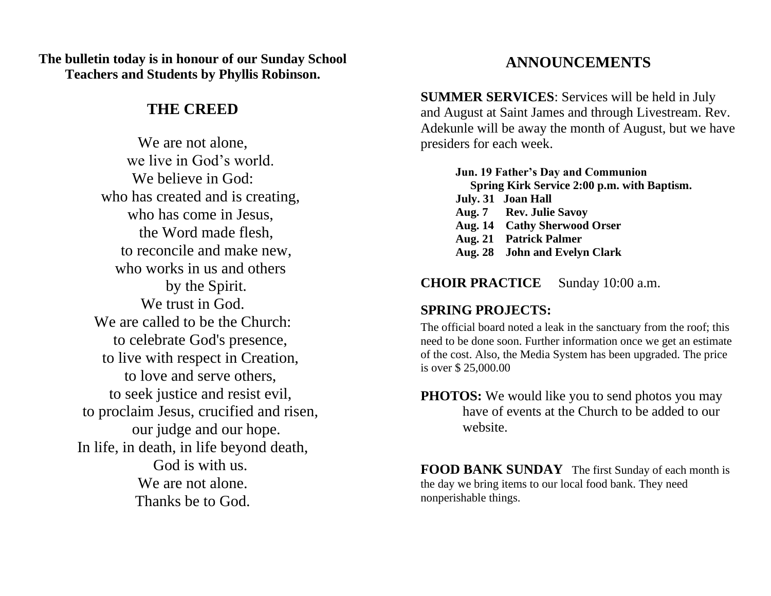**The bulletin today is in honour of our Sunday School Teachers and Students by Phyllis Robinson.**

## THE CREED

We are not alone,  
we live in God's world.  
We believe in God:  
who has created and is creating,  
who has come in Jesus,  
the Word made flesh,  
to reconcile and make new,  
who works in us and others  
by the Spirit.  
We trust in God.  
We are called to be the Church:  
to celebrate God's presence,  
to live with respect in Creation,  
to love and serve others,  
to seek justice and resist evil,  
to proclaim Jesus, crucified and risen,  
our judge and our hope.  
In life, in death, in life beyond death,  
God is with us.  
We are not alone.  
Thanks be to God.

## ANNOUNCEMENTS

**SUMMER SERVICES**: Services will be held in July and August at Saint James and through Livestream. Rev. Adekunle will be away the month of August, but we have presiders for each week.

**Jun. 19 Father's Day and Communion**  
**Spring Kirk Service 2:00 p.m. with Baptism.**  
**July. 31 Joan Hall**  
**Aug. 7 Rev. Julie Savoy**  
**Aug. 14 Cathy Sherwood Orser**  
**Aug. 21 Patrick Palmer**  
**Aug. 28 John and Evelyn Clark**

**CHOIR PRACTICE** Sunday 10:00 a.m.

**SPRING PROJECTS:**

The official board noted a leak in the sanctuary from the roof; this need to be done soon. Further information once we get an estimate of the cost. Also, the Media System has been upgraded. The price is over $ 25,000.00

**PHOTOS:** We would like you to send photos you may have of events at the Church to be added to our website.

**FOOD BANK SUNDAY** The first Sunday of each month is the day we bring items to our local food bank. They need nonperishable things.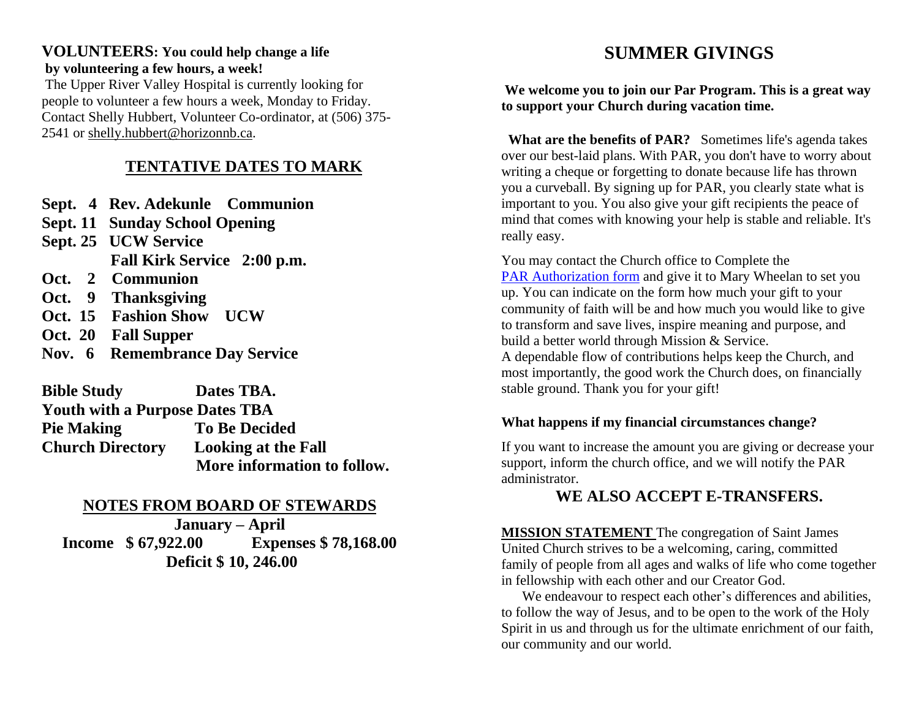**VOLUNTEERS: You could help change a life by volunteering a few hours, a week!**

The Upper River Valley Hospital is currently looking for people to volunteer a few hours a week, Monday to Friday. Contact Shelly Hubbert, Volunteer Co-ordinator, at (506) 375-2541 or shelly.hubbert@horizonnb.ca.

## TENTATIVE DATES TO MARK

**Sept. 4 Rev. Adekunle Communion**
**Sept. 11 Sunday School Opening**
**Sept. 25 UCW Service**
**Fall Kirk Service 2:00 p.m.**
**Oct. 2 Communion**
**Oct. 9 Thanksgiving**
**Oct. 15 Fashion Show UCW**
**Oct. 20 Fall Supper**
**Nov. 6 Remembrance Day Service**

**Bible Study Dates TBA.**
**Youth with a Purpose Dates TBA**
**Pie Making To Be Decided**
**Church Directory Looking at the Fall**
**More information to follow.**

## NOTES FROM BOARD OF STEWARDS

**January – April**
**Income $ 67,922.00 Expenses $ 78,168.00**
**Deficit $ 10, 246.00**

# SUMMER GIVINGS

**We welcome you to join our Par Program. This is a great way to support your Church during vacation time.**

**What are the benefits of PAR?** Sometimes life's agenda takes over our best-laid plans. With PAR, you don't have to worry about writing a cheque or forgetting to donate because life has thrown you a curveball. By signing up for PAR, you clearly state what is important to you. You also give your gift recipients the peace of mind that comes with knowing your help is stable and reliable. It's really easy.

You may contact the Church office to Complete the PAR Authorization form and give it to Mary Wheelan to set you up. You can indicate on the form how much your gift to your community of faith will be and how much you would like to give to transform and save lives, inspire meaning and purpose, and build a better world through Mission & Service.
A dependable flow of contributions helps keep the Church, and most importantly, the good work the Church does, on financially stable ground. Thank you for your gift!

**What happens if my financial circumstances change?**

If you want to increase the amount you are giving or decrease your support, inform the church office, and we will notify the PAR administrator.

## WE ALSO ACCEPT E-TRANSFERS.

**MISSION STATEMENT** The congregation of Saint James United Church strives to be a welcoming, caring, committed family of people from all ages and walks of life who come together in fellowship with each other and our Creator God.

We endeavour to respect each other's differences and abilities, to follow the way of Jesus, and to be open to the work of the Holy Spirit in us and through us for the ultimate enrichment of our faith, our community and our world.